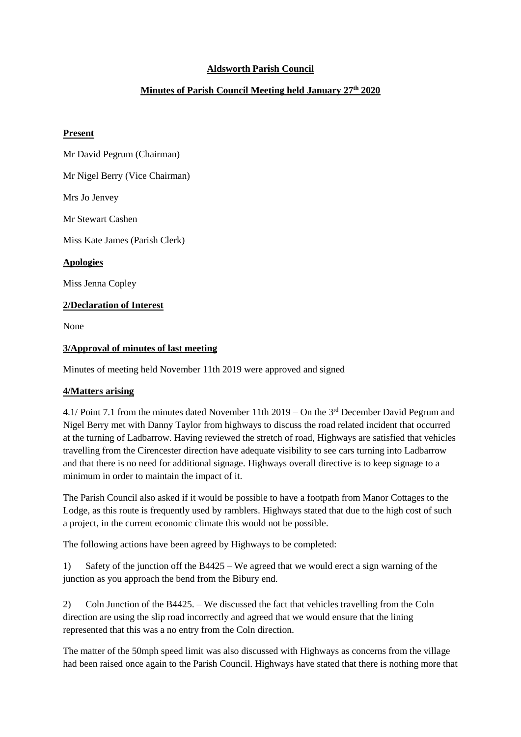**Aldsworth Parish Council**

**Minutes of Parish Council Meeting held January 27th 2020**

**Present**

Mr David Pegrum (Chairman)

Mr Nigel Berry (Vice Chairman)

Mrs Jo Jenvey

Mr Stewart Cashen

Miss Kate James (Parish Clerk)

**Apologies**

Miss Jenna Copley

**2/Declaration of Interest**

None

**3/Approval of minutes of last meeting**

Minutes of meeting held November 11th 2019 were approved and signed

**4/Matters arising**

4.1/ Point 7.1 from the minutes dated November 11th 2019 – On the 3rd December David Pegrum and Nigel Berry met with Danny Taylor from highways to discuss the road related incident that occurred at the turning of Ladbarrow. Having reviewed the stretch of road, Highways are satisfied that vehicles travelling from the Cirencester direction have adequate visibility to see cars turning into Ladbarrow and that there is no need for additional signage. Highways overall directive is to keep signage to a minimum in order to maintain the impact of it.

The Parish Council also asked if it would be possible to have a footpath from Manor Cottages to the Lodge, as this route is frequently used by ramblers. Highways stated that due to the high cost of such a project, in the current economic climate this would not be possible.

The following actions have been agreed by Highways to be completed:

1) Safety of the junction off the B4425 – We agreed that we would erect a sign warning of the junction as you approach the bend from the Bibury end.

2) Coln Junction of the B4425. – We discussed the fact that vehicles travelling from the Coln direction are using the slip road incorrectly and agreed that we would ensure that the lining represented that this was a no entry from the Coln direction.

The matter of the 50mph speed limit was also discussed with Highways as concerns from the village had been raised once again to the Parish Council. Highways have stated that there is nothing more that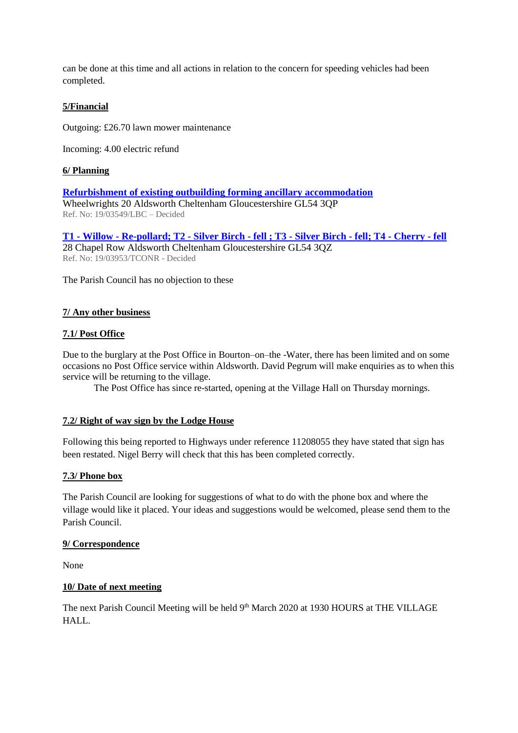can be done at this time and all actions in relation to the concern for speeding vehicles had been completed.

## 5/Financial

Outgoing: £26.70 lawn mower maintenance

Incoming: 4.00 electric refund

## 6/ Planning

**Refurbishment of existing outbuilding forming ancillary accommodation**
Wheelwrights 20 Aldsworth Cheltenham Gloucestershire GL54 3QP
Ref. No: 19/03549/LBC – Decided

**T1 - Willow - Re-pollard; T2 - Silver Birch - fell ; T3 - Silver Birch - fell; T4 - Cherry - fell**
28 Chapel Row Aldsworth Cheltenham Gloucestershire GL54 3QZ
Ref. No: 19/03953/TCONR - Decided

The Parish Council has no objection to these

## 7/ Any other business

### 7.1/ Post Office

Due to the burglary at the Post Office in Bourton–on–the -Water, there has been limited and on some occasions no Post Office service within Aldsworth. David Pegrum will make enquiries as to when this service will be returning to the village.

The Post Office has since re-started, opening at the Village Hall on Thursday mornings.

### 7.2/ Right of way sign by the Lodge House

Following this being reported to Highways under reference 11208055 they have stated that sign has been restated. Nigel Berry will check that this has been completed correctly.

### 7.3/ Phone box

The Parish Council are looking for suggestions of what to do with the phone box and where the village would like it placed. Your ideas and suggestions would be welcomed, please send them to the Parish Council.

## 9/ Correspondence

None

## 10/ Date of next meeting

The next Parish Council Meeting will be held 9th March 2020 at 1930 HOURS at THE VILLAGE HALL.